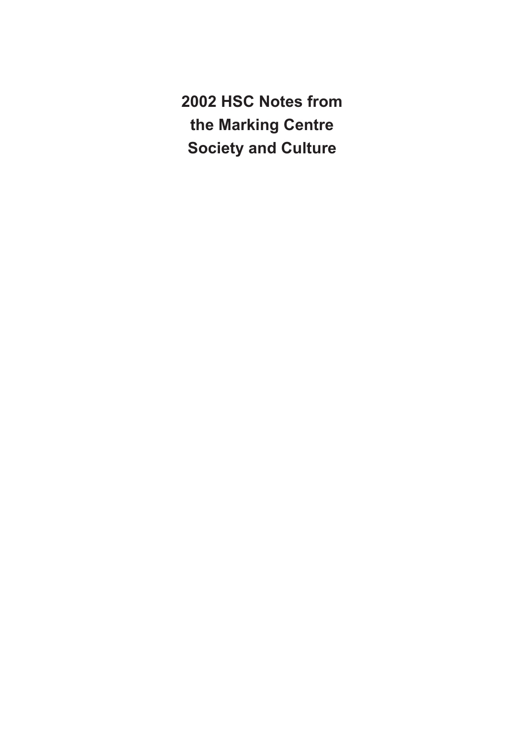# 2002 HSC Notes from the Marking Centre Society and Culture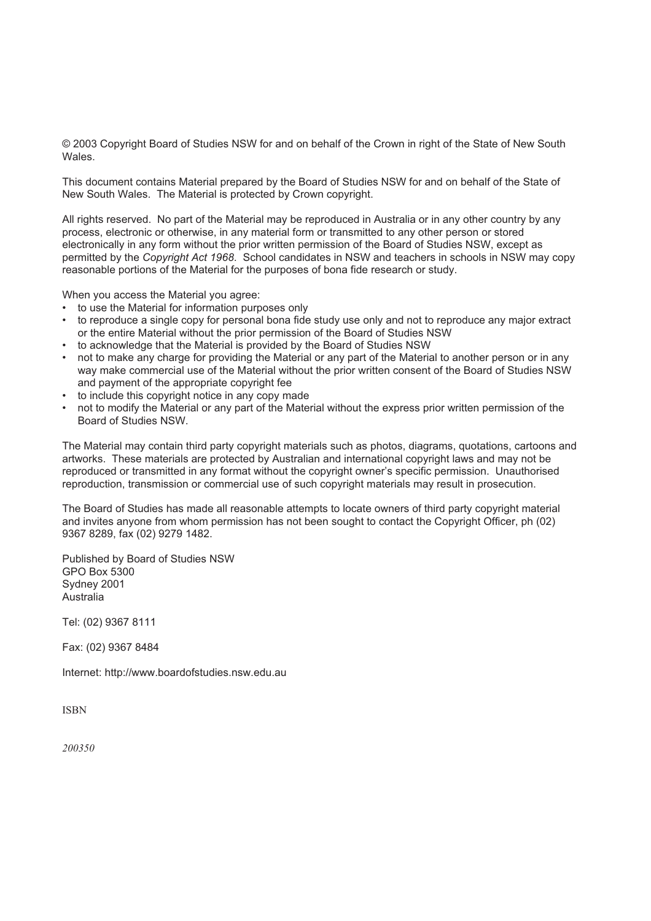© 2003 Copyright Board of Studies NSW for and on behalf of the Crown in right of the State of New South Wales.

This document contains Material prepared by the Board of Studies NSW for and on behalf of the State of New South Wales. The Material is protected by Crown copyright.

All rights reserved. No part of the Material may be reproduced in Australia or in any other country by any process, electronic or otherwise, in any material form or transmitted to any other person or stored electronically in any form without the prior written permission of the Board of Studies NSW, except as permitted by the *Copyright Act 1968*. School candidates in NSW and teachers in schools in NSW may copy reasonable portions of the Material for the purposes of bona fide research or study.

When you access the Material you agree:

- to use the Material for information purposes only
- to reproduce a single copy for personal bona fide study use only and not to reproduce any major extract or the entire Material without the prior permission of the Board of Studies NSW
- to acknowledge that the Material is provided by the Board of Studies NSW
- not to make any charge for providing the Material or any part of the Material to another person or in any way make commercial use of the Material without the prior written consent of the Board of Studies NSW and payment of the appropriate copyright fee
- to include this copyright notice in any copy made
- not to modify the Material or any part of the Material without the express prior written permission of the Board of Studies NSW.

The Material may contain third party copyright materials such as photos, diagrams, quotations, cartoons and artworks. These materials are protected by Australian and international copyright laws and may not be reproduced or transmitted in any format without the copyright owner's specific permission. Unauthorised reproduction, transmission or commercial use of such copyright materials may result in prosecution.

The Board of Studies has made all reasonable attempts to locate owners of third party copyright material and invites anyone from whom permission has not been sought to contact the Copyright Officer, ph (02) 9367 8289, fax (02) 9279 1482.

Published by Board of Studies NSW
GPO Box 5300
Sydney 2001
Australia

Tel: (02) 9367 8111

Fax: (02) 9367 8484

Internet: http://www.boardofstudies.nsw.edu.au

ISBN

*200350*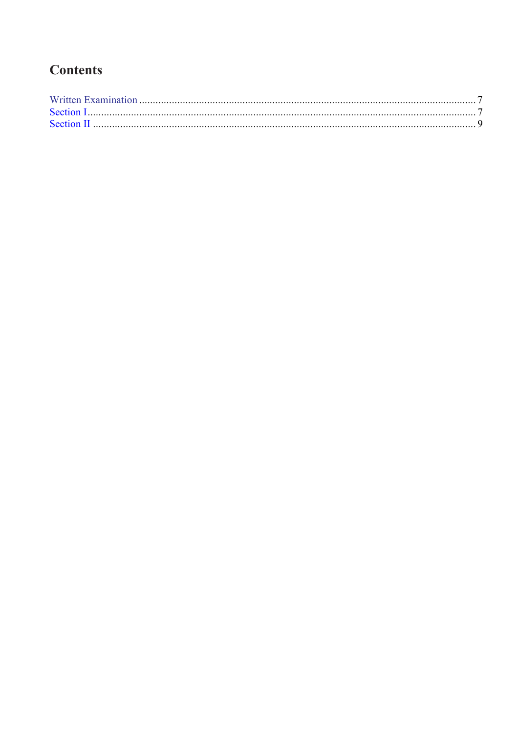## Contents

Written Examination ........................................................................................................................... 7
Section I.............................................................................................................................................. 7
Section II ............................................................................................................................................ 9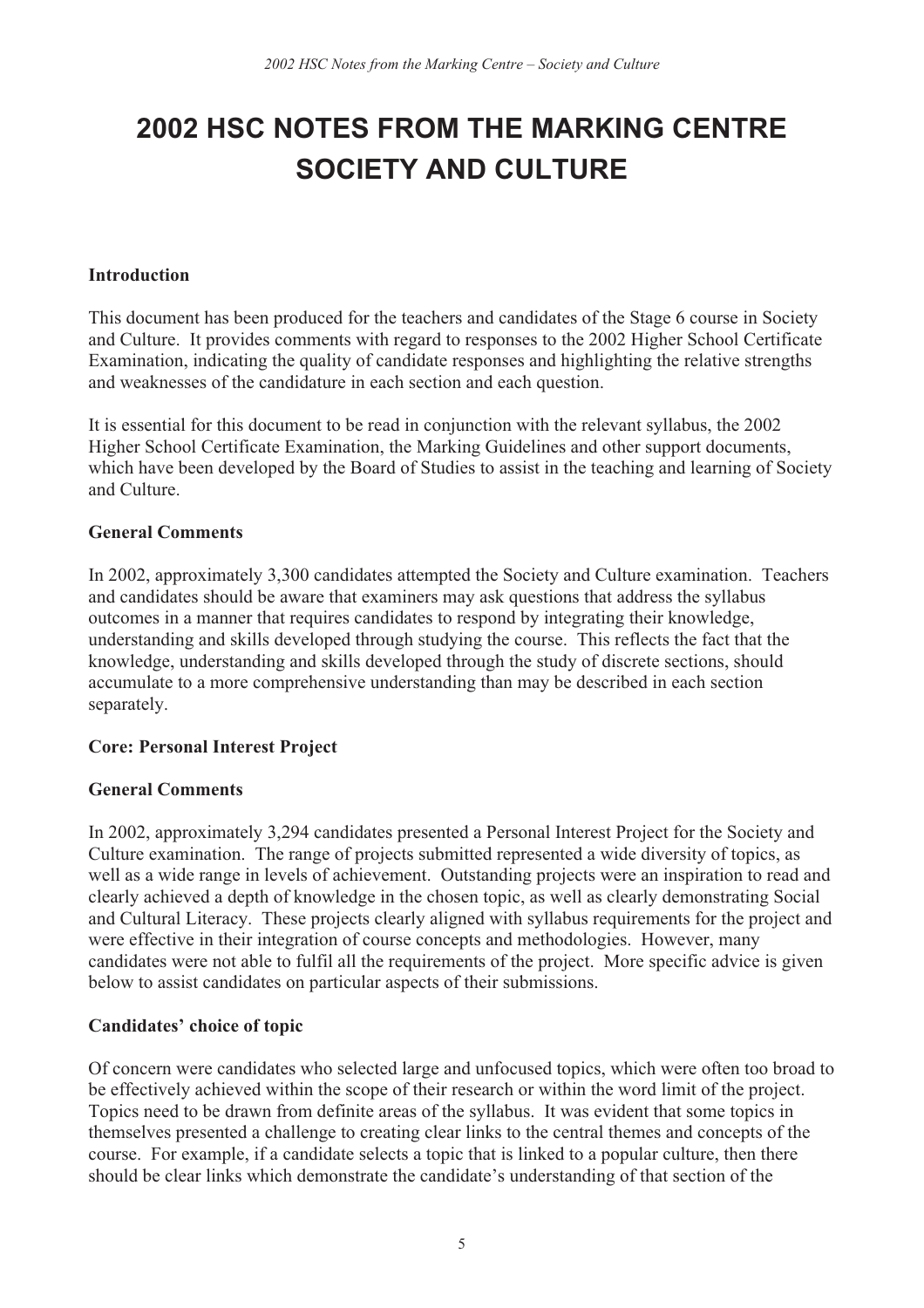# 2002 HSC NOTES FROM THE MARKING CENTRE SOCIETY AND CULTURE

### Introduction

This document has been produced for the teachers and candidates of the Stage 6 course in Society and Culture. It provides comments with regard to responses to the 2002 Higher School Certificate Examination, indicating the quality of candidate responses and highlighting the relative strengths and weaknesses of the candidature in each section and each question.

It is essential for this document to be read in conjunction with the relevant syllabus, the 2002 Higher School Certificate Examination, the Marking Guidelines and other support documents, which have been developed by the Board of Studies to assist in the teaching and learning of Society and Culture.

### General Comments

In 2002, approximately 3,300 candidates attempted the Society and Culture examination. Teachers and candidates should be aware that examiners may ask questions that address the syllabus outcomes in a manner that requires candidates to respond by integrating their knowledge, understanding and skills developed through studying the course. This reflects the fact that the knowledge, understanding and skills developed through the study of discrete sections, should accumulate to a more comprehensive understanding than may be described in each section separately.

### Core: Personal Interest Project

### General Comments

In 2002, approximately 3,294 candidates presented a Personal Interest Project for the Society and Culture examination. The range of projects submitted represented a wide diversity of topics, as well as a wide range in levels of achievement. Outstanding projects were an inspiration to read and clearly achieved a depth of knowledge in the chosen topic, as well as clearly demonstrating Social and Cultural Literacy. These projects clearly aligned with syllabus requirements for the project and were effective in their integration of course concepts and methodologies. However, many candidates were not able to fulfil all the requirements of the project. More specific advice is given below to assist candidates on particular aspects of their submissions.

### Candidates' choice of topic

Of concern were candidates who selected large and unfocused topics, which were often too broad to be effectively achieved within the scope of their research or within the word limit of the project. Topics need to be drawn from definite areas of the syllabus. It was evident that some topics in themselves presented a challenge to creating clear links to the central themes and concepts of the course. For example, if a candidate selects a topic that is linked to a popular culture, then there should be clear links which demonstrate the candidate's understanding of that section of the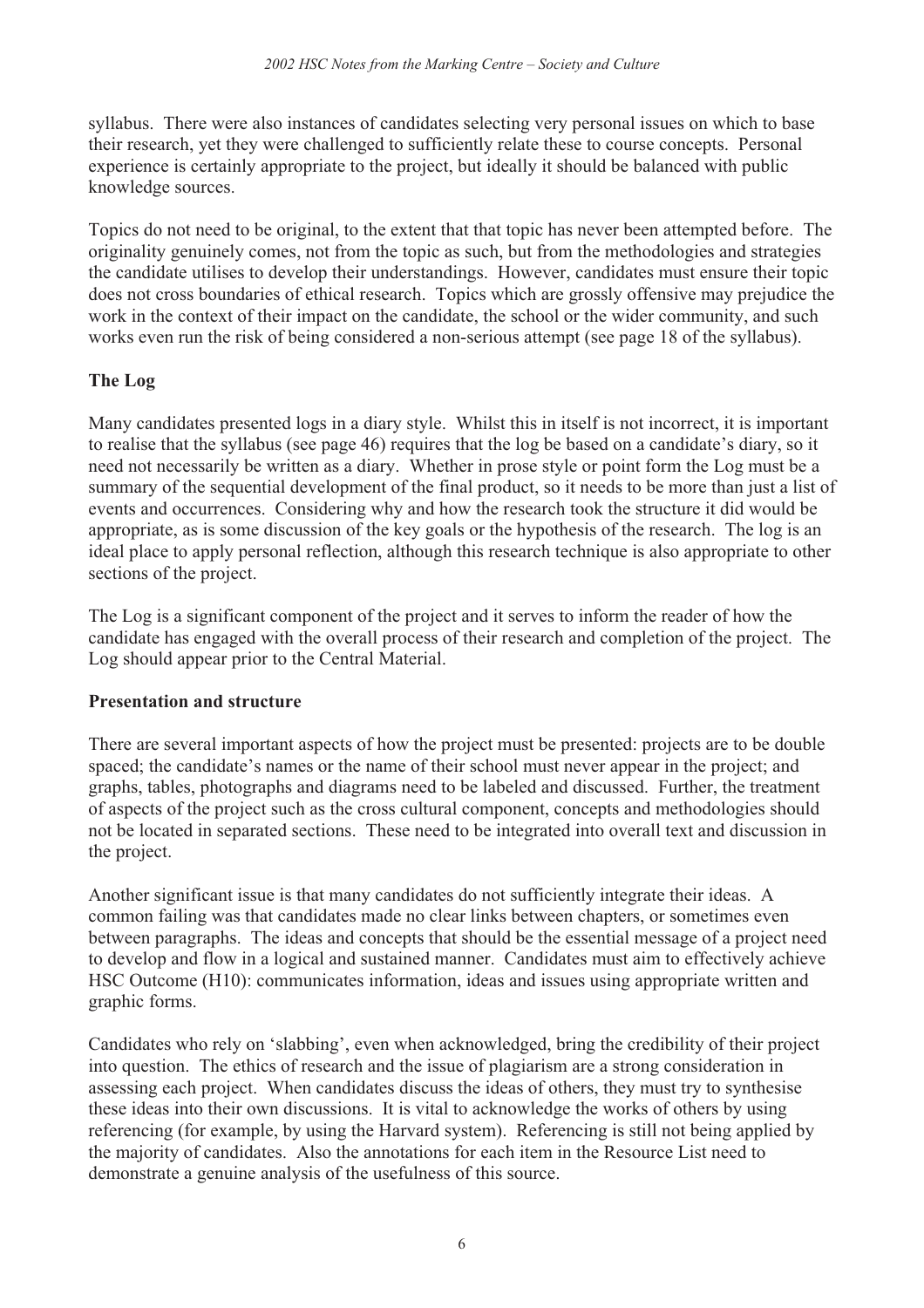syllabus. There were also instances of candidates selecting very personal issues on which to base their research, yet they were challenged to sufficiently relate these to course concepts. Personal experience is certainly appropriate to the project, but ideally it should be balanced with public knowledge sources.

Topics do not need to be original, to the extent that that topic has never been attempted before. The originality genuinely comes, not from the topic as such, but from the methodologies and strategies the candidate utilises to develop their understandings. However, candidates must ensure their topic does not cross boundaries of ethical research. Topics which are grossly offensive may prejudice the work in the context of their impact on the candidate, the school or the wider community, and such works even run the risk of being considered a non-serious attempt (see page 18 of the syllabus).

### The Log

Many candidates presented logs in a diary style. Whilst this in itself is not incorrect, it is important to realise that the syllabus (see page 46) requires that the log be based on a candidate's diary, so it need not necessarily be written as a diary. Whether in prose style or point form the Log must be a summary of the sequential development of the final product, so it needs to be more than just a list of events and occurrences. Considering why and how the research took the structure it did would be appropriate, as is some discussion of the key goals or the hypothesis of the research. The log is an ideal place to apply personal reflection, although this research technique is also appropriate to other sections of the project.

The Log is a significant component of the project and it serves to inform the reader of how the candidate has engaged with the overall process of their research and completion of the project. The Log should appear prior to the Central Material.

### Presentation and structure

There are several important aspects of how the project must be presented: projects are to be double spaced; the candidate's names or the name of their school must never appear in the project; and graphs, tables, photographs and diagrams need to be labeled and discussed. Further, the treatment of aspects of the project such as the cross cultural component, concepts and methodologies should not be located in separated sections. These need to be integrated into overall text and discussion in the project.

Another significant issue is that many candidates do not sufficiently integrate their ideas. A common failing was that candidates made no clear links between chapters, or sometimes even between paragraphs. The ideas and concepts that should be the essential message of a project need to develop and flow in a logical and sustained manner. Candidates must aim to effectively achieve HSC Outcome (H10): communicates information, ideas and issues using appropriate written and graphic forms.

Candidates who rely on 'slabbing', even when acknowledged, bring the credibility of their project into question. The ethics of research and the issue of plagiarism are a strong consideration in assessing each project. When candidates discuss the ideas of others, they must try to synthesise these ideas into their own discussions. It is vital to acknowledge the works of others by using referencing (for example, by using the Harvard system). Referencing is still not being applied by the majority of candidates. Also the annotations for each item in the Resource List need to demonstrate a genuine analysis of the usefulness of this source.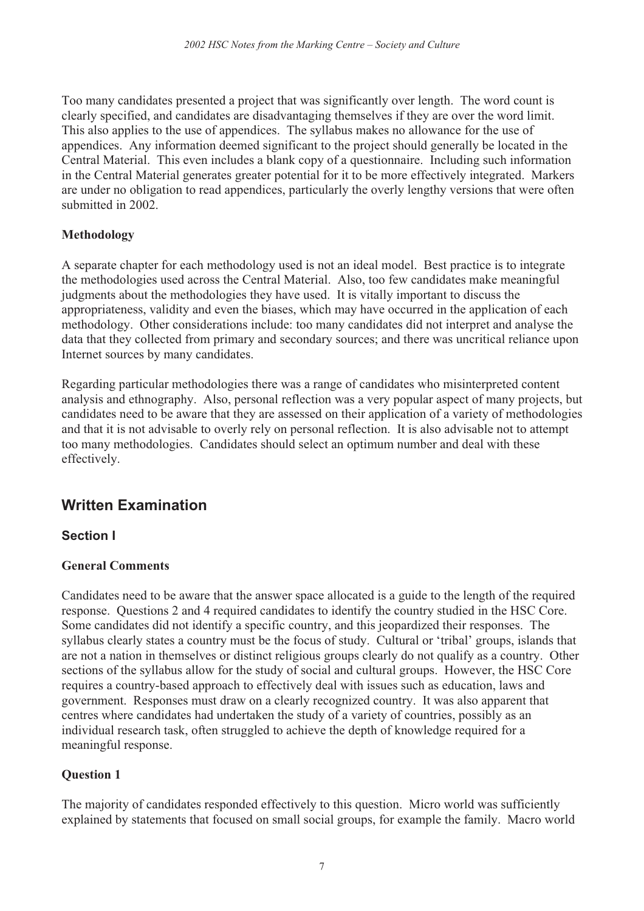Too many candidates presented a project that was significantly over length. The word count is clearly specified, and candidates are disadvantaging themselves if they are over the word limit. This also applies to the use of appendices. The syllabus makes no allowance for the use of appendices. Any information deemed significant to the project should generally be located in the Central Material. This even includes a blank copy of a questionnaire. Including such information in the Central Material generates greater potential for it to be more effectively integrated. Markers are under no obligation to read appendices, particularly the overly lengthy versions that were often submitted in 2002.

**Methodology**

A separate chapter for each methodology used is not an ideal model. Best practice is to integrate the methodologies used across the Central Material. Also, too few candidates make meaningful judgments about the methodologies they have used. It is vitally important to discuss the appropriateness, validity and even the biases, which may have occurred in the application of each methodology. Other considerations include: too many candidates did not interpret and analyse the data that they collected from primary and secondary sources; and there was uncritical reliance upon Internet sources by many candidates.

Regarding particular methodologies there was a range of candidates who misinterpreted content analysis and ethnography. Also, personal reflection was a very popular aspect of many projects, but candidates need to be aware that they are assessed on their application of a variety of methodologies and that it is not advisable to overly rely on personal reflection. It is also advisable not to attempt too many methodologies. Candidates should select an optimum number and deal with these effectively.

## Written Examination

### Section I

**General Comments**

Candidates need to be aware that the answer space allocated is a guide to the length of the required response. Questions 2 and 4 required candidates to identify the country studied in the HSC Core. Some candidates did not identify a specific country, and this jeopardized their responses. The syllabus clearly states a country must be the focus of study. Cultural or 'tribal' groups, islands that are not a nation in themselves or distinct religious groups clearly do not qualify as a country. Other sections of the syllabus allow for the study of social and cultural groups. However, the HSC Core requires a country-based approach to effectively deal with issues such as education, laws and government. Responses must draw on a clearly recognized country. It was also apparent that centres where candidates had undertaken the study of a variety of countries, possibly as an individual research task, often struggled to achieve the depth of knowledge required for a meaningful response.

**Question 1**

The majority of candidates responded effectively to this question. Micro world was sufficiently explained by statements that focused on small social groups, for example the family. Macro world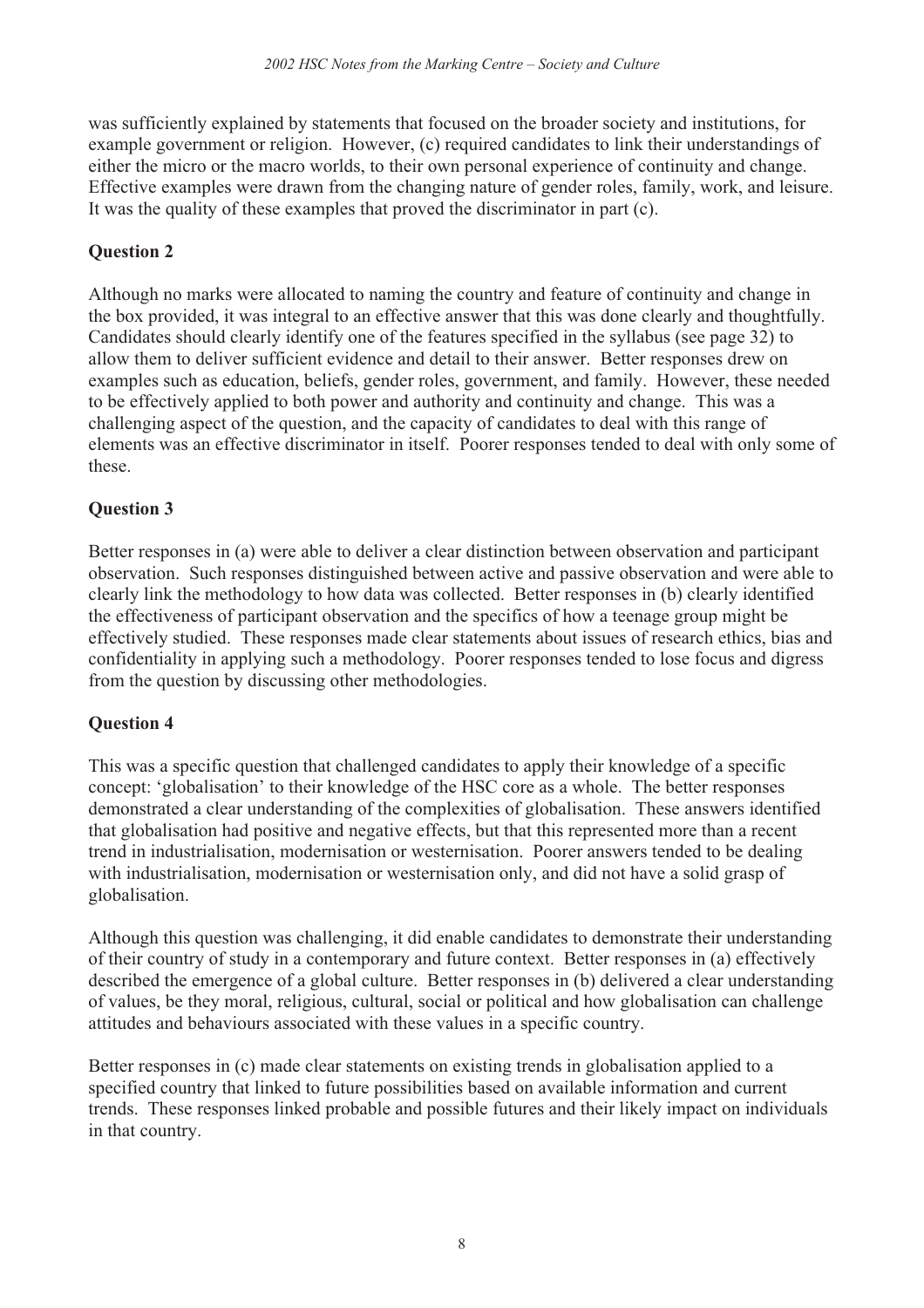was sufficiently explained by statements that focused on the broader society and institutions, for example government or religion. However, (c) required candidates to link their understandings of either the micro or the macro worlds, to their own personal experience of continuity and change. Effective examples were drawn from the changing nature of gender roles, family, work, and leisure. It was the quality of these examples that proved the discriminator in part (c).

### Question 2

Although no marks were allocated to naming the country and feature of continuity and change in the box provided, it was integral to an effective answer that this was done clearly and thoughtfully. Candidates should clearly identify one of the features specified in the syllabus (see page 32) to allow them to deliver sufficient evidence and detail to their answer. Better responses drew on examples such as education, beliefs, gender roles, government, and family. However, these needed to be effectively applied to both power and authority and continuity and change. This was a challenging aspect of the question, and the capacity of candidates to deal with this range of elements was an effective discriminator in itself. Poorer responses tended to deal with only some of these.

### Question 3

Better responses in (a) were able to deliver a clear distinction between observation and participant observation. Such responses distinguished between active and passive observation and were able to clearly link the methodology to how data was collected. Better responses in (b) clearly identified the effectiveness of participant observation and the specifics of how a teenage group might be effectively studied. These responses made clear statements about issues of research ethics, bias and confidentiality in applying such a methodology. Poorer responses tended to lose focus and digress from the question by discussing other methodologies.

### Question 4

This was a specific question that challenged candidates to apply their knowledge of a specific concept: 'globalisation' to their knowledge of the HSC core as a whole. The better responses demonstrated a clear understanding of the complexities of globalisation. These answers identified that globalisation had positive and negative effects, but that this represented more than a recent trend in industrialisation, modernisation or westernisation. Poorer answers tended to be dealing with industrialisation, modernisation or westernisation only, and did not have a solid grasp of globalisation.

Although this question was challenging, it did enable candidates to demonstrate their understanding of their country of study in a contemporary and future context. Better responses in (a) effectively described the emergence of a global culture. Better responses in (b) delivered a clear understanding of values, be they moral, religious, cultural, social or political and how globalisation can challenge attitudes and behaviours associated with these values in a specific country.

Better responses in (c) made clear statements on existing trends in globalisation applied to a specified country that linked to future possibilities based on available information and current trends. These responses linked probable and possible futures and their likely impact on individuals in that country.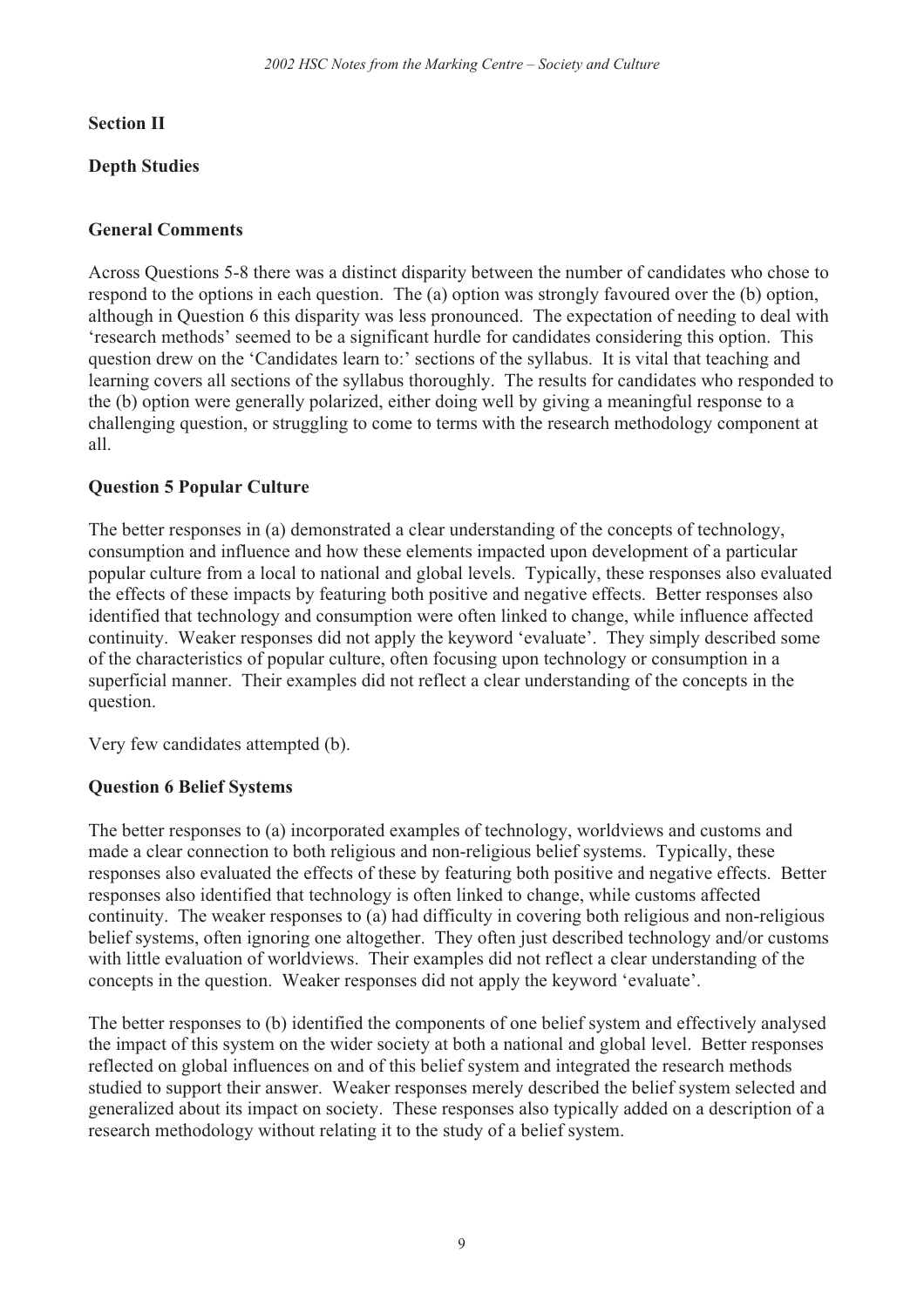## Section II

## Depth Studies

### General Comments

Across Questions 5-8 there was a distinct disparity between the number of candidates who chose to respond to the options in each question. The (a) option was strongly favoured over the (b) option, although in Question 6 this disparity was less pronounced. The expectation of needing to deal with 'research methods' seemed to be a significant hurdle for candidates considering this option. This question drew on the 'Candidates learn to:' sections of the syllabus. It is vital that teaching and learning covers all sections of the syllabus thoroughly. The results for candidates who responded to the (b) option were generally polarized, either doing well by giving a meaningful response to a challenging question, or struggling to come to terms with the research methodology component at all.

### Question 5 Popular Culture

The better responses in (a) demonstrated a clear understanding of the concepts of technology, consumption and influence and how these elements impacted upon development of a particular popular culture from a local to national and global levels. Typically, these responses also evaluated the effects of these impacts by featuring both positive and negative effects. Better responses also identified that technology and consumption were often linked to change, while influence affected continuity. Weaker responses did not apply the keyword 'evaluate'. They simply described some of the characteristics of popular culture, often focusing upon technology or consumption in a superficial manner. Their examples did not reflect a clear understanding of the concepts in the question.

Very few candidates attempted (b).

### Question 6 Belief Systems

The better responses to (a) incorporated examples of technology, worldviews and customs and made a clear connection to both religious and non-religious belief systems. Typically, these responses also evaluated the effects of these by featuring both positive and negative effects. Better responses also identified that technology is often linked to change, while customs affected continuity. The weaker responses to (a) had difficulty in covering both religious and non-religious belief systems, often ignoring one altogether. They often just described technology and/or customs with little evaluation of worldviews. Their examples did not reflect a clear understanding of the concepts in the question. Weaker responses did not apply the keyword 'evaluate'.

The better responses to (b) identified the components of one belief system and effectively analysed the impact of this system on the wider society at both a national and global level. Better responses reflected on global influences on and of this belief system and integrated the research methods studied to support their answer. Weaker responses merely described the belief system selected and generalized about its impact on society. These responses also typically added on a description of a research methodology without relating it to the study of a belief system.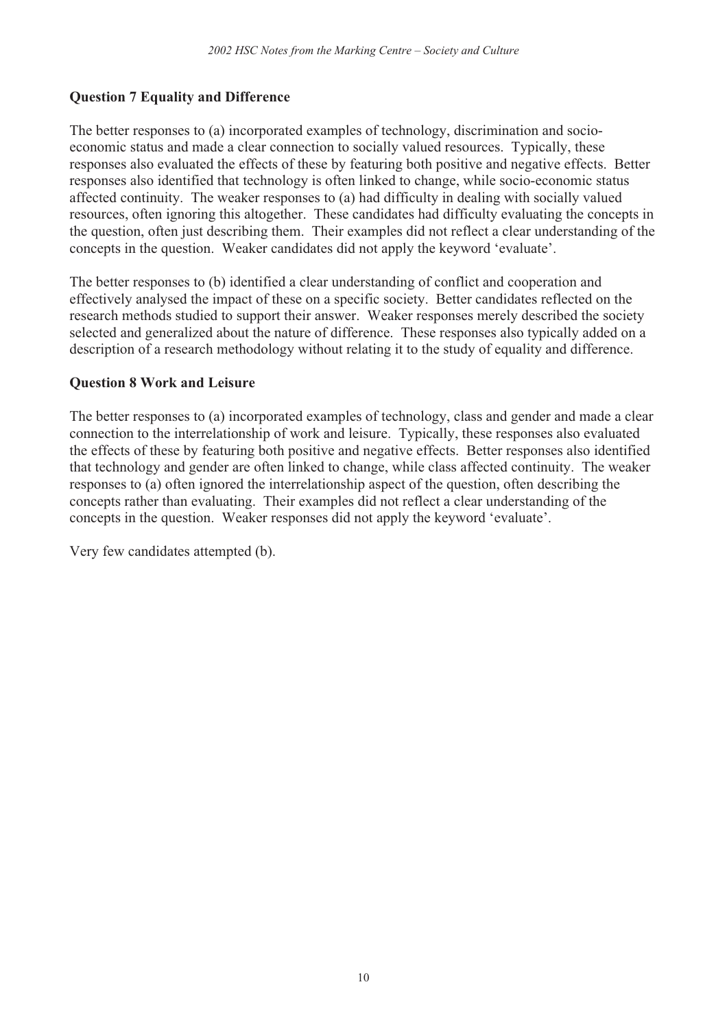### Question 7 Equality and Difference

The better responses to (a) incorporated examples of technology, discrimination and socio-economic status and made a clear connection to socially valued resources. Typically, these responses also evaluated the effects of these by featuring both positive and negative effects. Better responses also identified that technology is often linked to change, while socio-economic status affected continuity. The weaker responses to (a) had difficulty in dealing with socially valued resources, often ignoring this altogether. These candidates had difficulty evaluating the concepts in the question, often just describing them. Their examples did not reflect a clear understanding of the concepts in the question. Weaker candidates did not apply the keyword 'evaluate'.

The better responses to (b) identified a clear understanding of conflict and cooperation and effectively analysed the impact of these on a specific society. Better candidates reflected on the research methods studied to support their answer. Weaker responses merely described the society selected and generalized about the nature of difference. These responses also typically added on a description of a research methodology without relating it to the study of equality and difference.

### Question 8 Work and Leisure

The better responses to (a) incorporated examples of technology, class and gender and made a clear connection to the interrelationship of work and leisure. Typically, these responses also evaluated the effects of these by featuring both positive and negative effects. Better responses also identified that technology and gender are often linked to change, while class affected continuity. The weaker responses to (a) often ignored the interrelationship aspect of the question, often describing the concepts rather than evaluating. Their examples did not reflect a clear understanding of the concepts in the question. Weaker responses did not apply the keyword 'evaluate'.

Very few candidates attempted (b).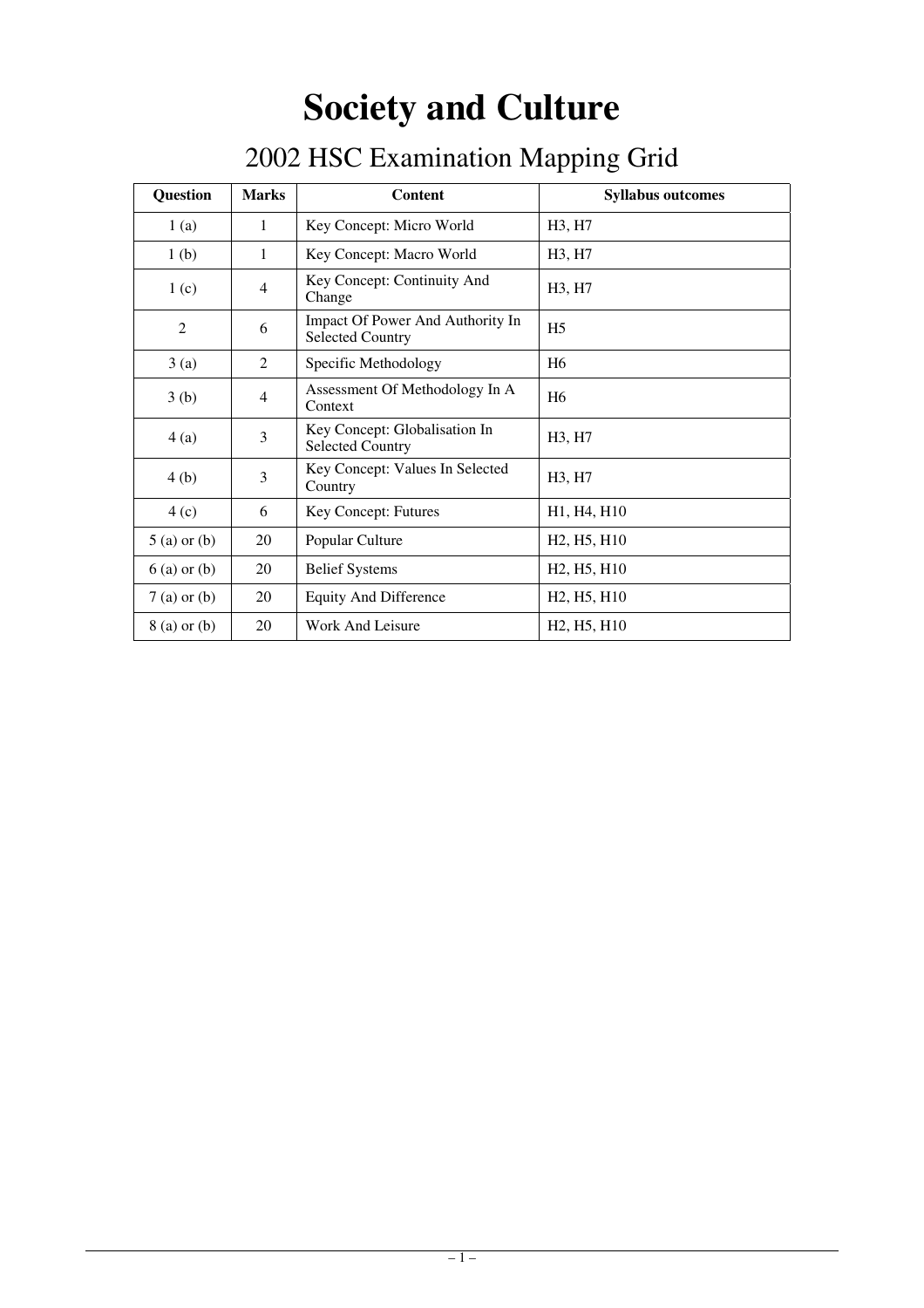# Society and Culture

## 2002 HSC Examination Mapping Grid

| Question | Marks | Content | Syllabus outcomes |
|---|---|---|---|
| 1 (a) | 1 | Key Concept: Micro World | H3, H7 |
| 1 (b) | 1 | Key Concept: Macro World | H3, H7 |
| 1 (c) | 4 | Key Concept: Continuity And Change | H3, H7 |
| 2 | 6 | Impact Of Power And Authority In Selected Country | H5 |
| 3 (a) | 2 | Specific Methodology | H6 |
| 3 (b) | 4 | Assessment Of Methodology In A Context | H6 |
| 4 (a) | 3 | Key Concept: Globalisation In Selected Country | H3, H7 |
| 4 (b) | 3 | Key Concept: Values In Selected Country | H3, H7 |
| 4 (c) | 6 | Key Concept: Futures | H1, H4, H10 |
| 5 (a) or (b) | 20 | Popular Culture | H2, H5, H10 |
| 6 (a) or (b) | 20 | Belief Systems | H2, H5, H10 |
| 7 (a) or (b) | 20 | Equity And Difference | H2, H5, H10 |
| 8 (a) or (b) | 20 | Work And Leisure | H2, H5, H10 |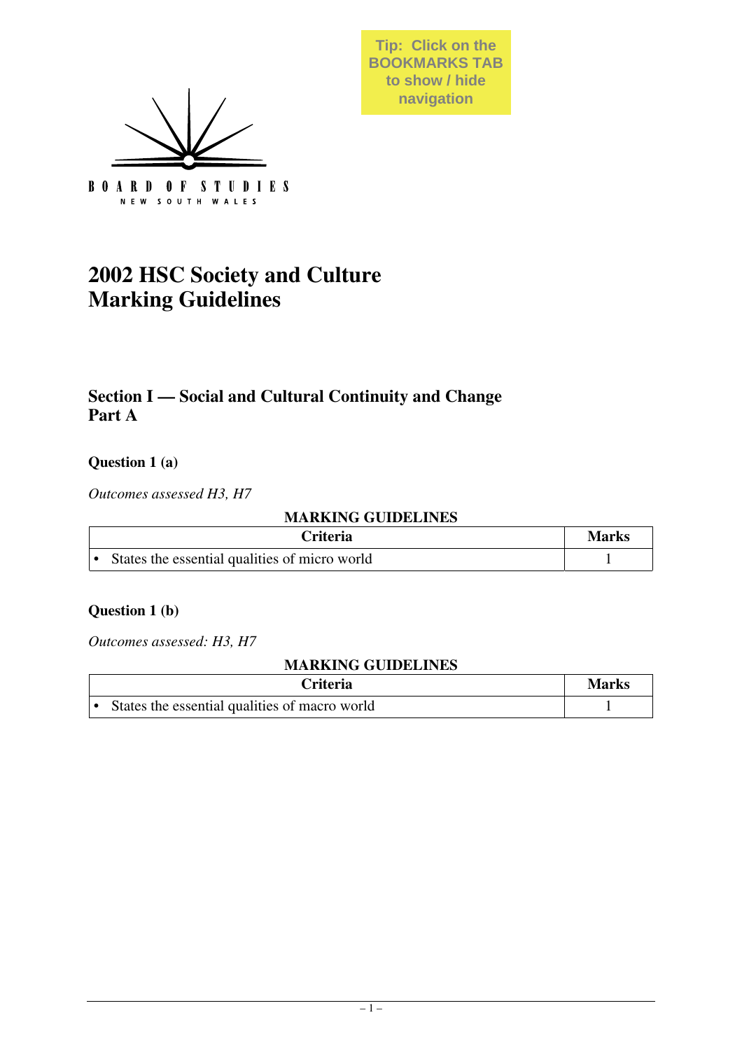Tip: Click on the BOOKMARKS TAB to show / hide navigation

BOARD OF STUDIES
NEW SOUTH WALES

# 2002 HSC Society and Culture Marking Guidelines

## Section I — Social and Cultural Continuity and Change
## Part A

### Question 1 (a)

*Outcomes assessed H3, H7*

**MARKING GUIDELINES**

| Criteria | Marks |
|---|---|
| • States the essential qualities of micro world | 1 |

### Question 1 (b)

*Outcomes assessed: H3, H7*

**MARKING GUIDELINES**

| Criteria | Marks |
|---|---|
| • States the essential qualities of macro world | 1 |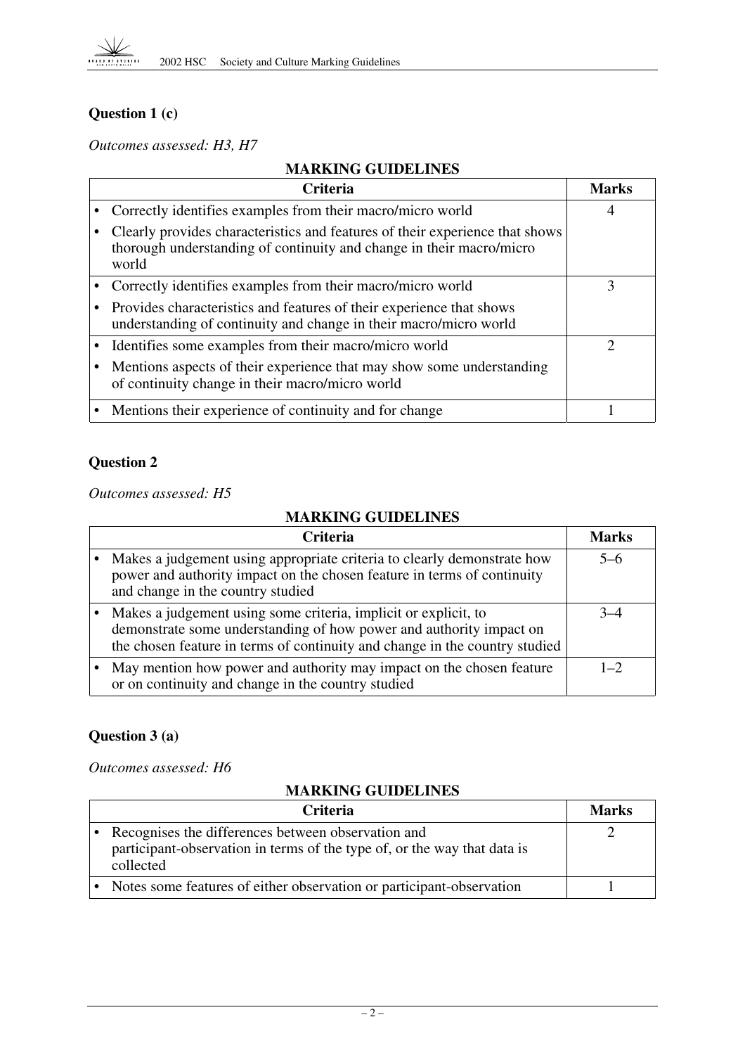### Question 1 (c)

*Outcomes assessed: H3, H7*

**MARKING GUIDELINES**

| Criteria | Marks |
|---|---|
| • Correctly identifies examples from their macro/micro world<br>• Clearly provides characteristics and features of their experience that shows thorough understanding of continuity and change in their macro/micro world | 4 |
| • Correctly identifies examples from their macro/micro world<br>• Provides characteristics and features of their experience that shows understanding of continuity and change in their macro/micro world | 3 |
| • Identifies some examples from their macro/micro world<br>• Mentions aspects of their experience that may show some understanding of continuity change in their macro/micro world | 2 |
| • Mentions their experience of continuity and for change | 1 |

### Question 2

*Outcomes assessed: H5*

**MARKING GUIDELINES**

| Criteria | Marks |
|---|---|
| • Makes a judgement using appropriate criteria to clearly demonstrate how power and authority impact on the chosen feature in terms of continuity and change in the country studied | 5–6 |
| • Makes a judgement using some criteria, implicit or explicit, to demonstrate some understanding of how power and authority impact on the chosen feature in terms of continuity and change in the country studied | 3–4 |
| • May mention how power and authority may impact on the chosen feature or on continuity and change in the country studied | 1–2 |

### Question 3 (a)

*Outcomes assessed: H6*

**MARKING GUIDELINES**

| Criteria | Marks |
|---|---|
| • Recognises the differences between observation and participant-observation in terms of the type of, or the way that data is collected | 2 |
| • Notes some features of either observation or participant-observation | 1 |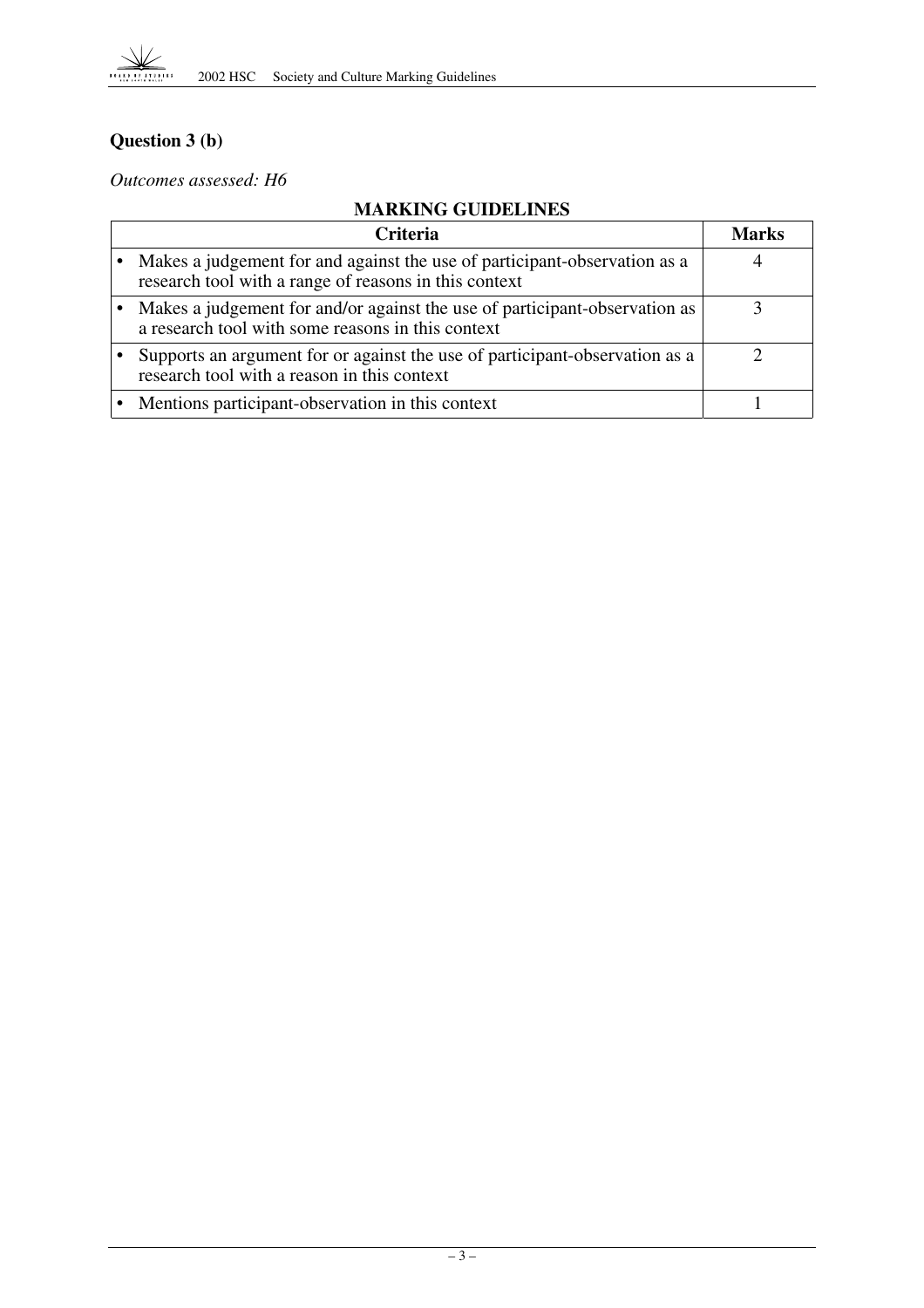## Question 3 (b)

*Outcomes assessed: H6*

**MARKING GUIDELINES**

| Criteria | Marks |
|---|---|
| • Makes a judgement for and against the use of participant-observation as a research tool with a range of reasons in this context | 4 |
| • Makes a judgement for and/or against the use of participant-observation as a research tool with some reasons in this context | 3 |
| • Supports an argument for or against the use of participant-observation as a research tool with a reason in this context | 2 |
| • Mentions participant-observation in this context | 1 |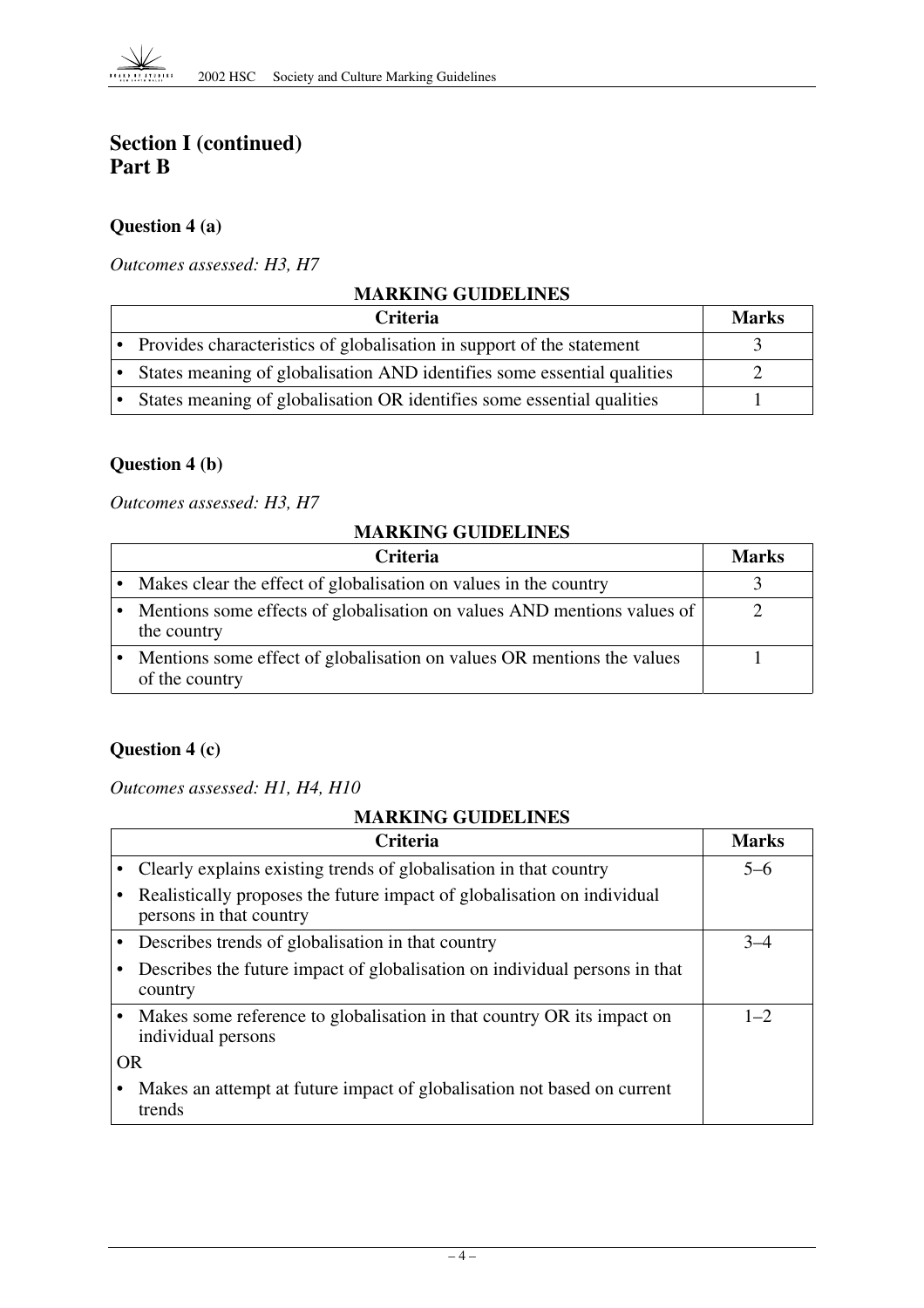## Section I (continued)
## Part B

### Question 4 (a)

*Outcomes assessed: H3, H7*

**MARKING GUIDELINES**

| Criteria | Marks |
|---|---|
| • Provides characteristics of globalisation in support of the statement | 3 |
| • States meaning of globalisation AND identifies some essential qualities | 2 |
| • States meaning of globalisation OR identifies some essential qualities | 1 |

### Question 4 (b)

*Outcomes assessed: H3, H7*

**MARKING GUIDELINES**

| Criteria | Marks |
|---|---|
| • Makes clear the effect of globalisation on values in the country | 3 |
| • Mentions some effects of globalisation on values AND mentions values of the country | 2 |
| • Mentions some effect of globalisation on values OR mentions the values of the country | 1 |

### Question 4 (c)

*Outcomes assessed: H1, H4, H10*

**MARKING GUIDELINES**

| Criteria | Marks |
|---|---|
| • Clearly explains existing trends of globalisation in that country<br>• Realistically proposes the future impact of globalisation on individual persons in that country | 5–6 |
| • Describes trends of globalisation in that country<br>• Describes the future impact of globalisation on individual persons in that country | 3–4 |
| • Makes some reference to globalisation in that country OR its impact on individual persons<br>OR<br>• Makes an attempt at future impact of globalisation not based on current trends | 1–2 |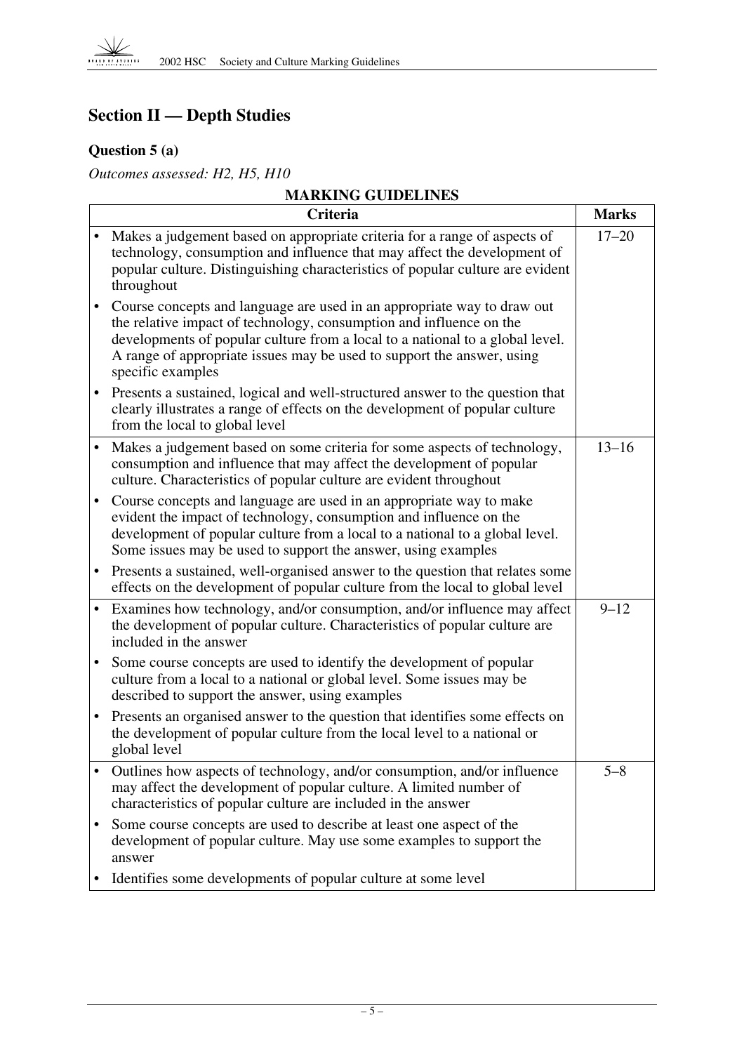## Section II — Depth Studies

### Question 5 (a)

*Outcomes assessed: H2, H5, H10*

**MARKING GUIDELINES**

| Criteria | Marks |
|---|---|
| • Makes a judgement based on appropriate criteria for a range of aspects of technology, consumption and influence that may affect the development of popular culture. Distinguishing characteristics of popular culture are evident throughout<br>• Course concepts and language are used in an appropriate way to draw out the relative impact of technology, consumption and influence on the developments of popular culture from a local to a national to a global level. A range of appropriate issues may be used to support the answer, using specific examples<br>• Presents a sustained, logical and well-structured answer to the question that clearly illustrates a range of effects on the development of popular culture from the local to global level | 17–20 |
| • Makes a judgement based on some criteria for some aspects of technology, consumption and influence that may affect the development of popular culture. Characteristics of popular culture are evident throughout<br>• Course concepts and language are used in an appropriate way to make evident the impact of technology, consumption and influence on the development of popular culture from a local to a national to a global level. Some issues may be used to support the answer, using examples<br>• Presents a sustained, well-organised answer to the question that relates some effects on the development of popular culture from the local to global level | 13–16 |
| • Examines how technology, and/or consumption, and/or influence may affect the development of popular culture. Characteristics of popular culture are included in the answer<br>• Some course concepts are used to identify the development of popular culture from a local to a national or global level. Some issues may be described to support the answer, using examples<br>• Presents an organised answer to the question that identifies some effects on the development of popular culture from the local level to a national or global level | 9–12 |
| • Outlines how aspects of technology, and/or consumption, and/or influence may affect the development of popular culture. A limited number of characteristics of popular culture are included in the answer<br>• Some course concepts are used to describe at least one aspect of the development of popular culture. May use some examples to support the answer<br>• Identifies some developments of popular culture at some level | 5–8 |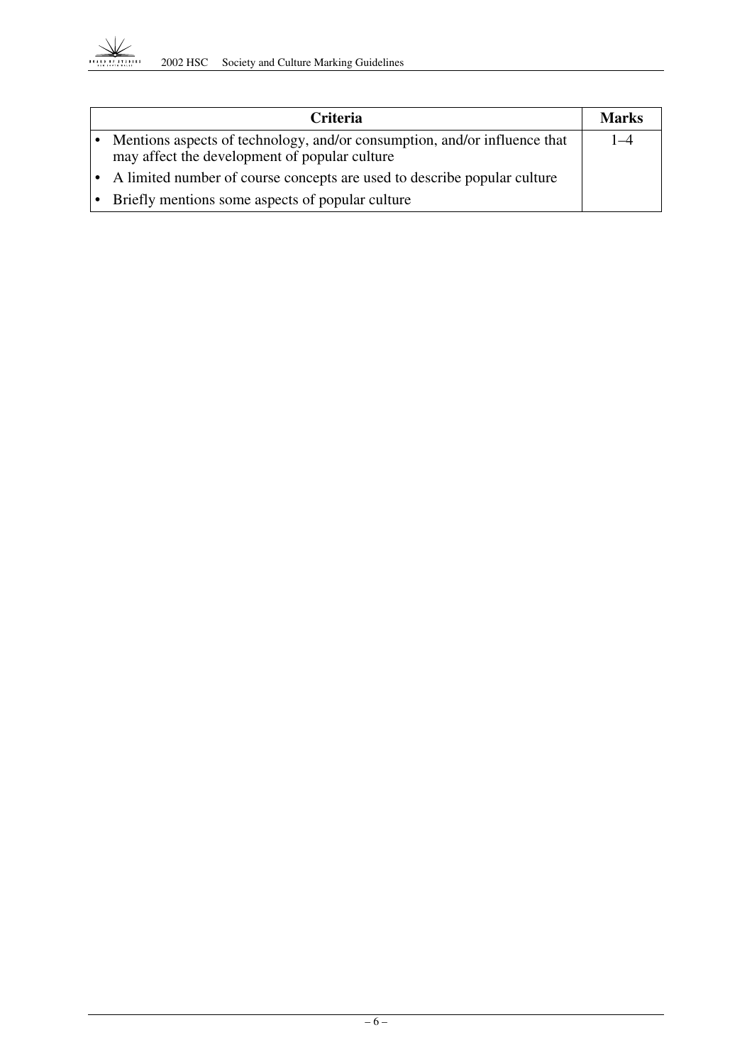| Criteria | Marks |
|---|---|
| • Mentions aspects of technology, and/or consumption, and/or influence that may affect the development of popular culture<br>• A limited number of course concepts are used to describe popular culture<br>• Briefly mentions some aspects of popular culture | 1–4 |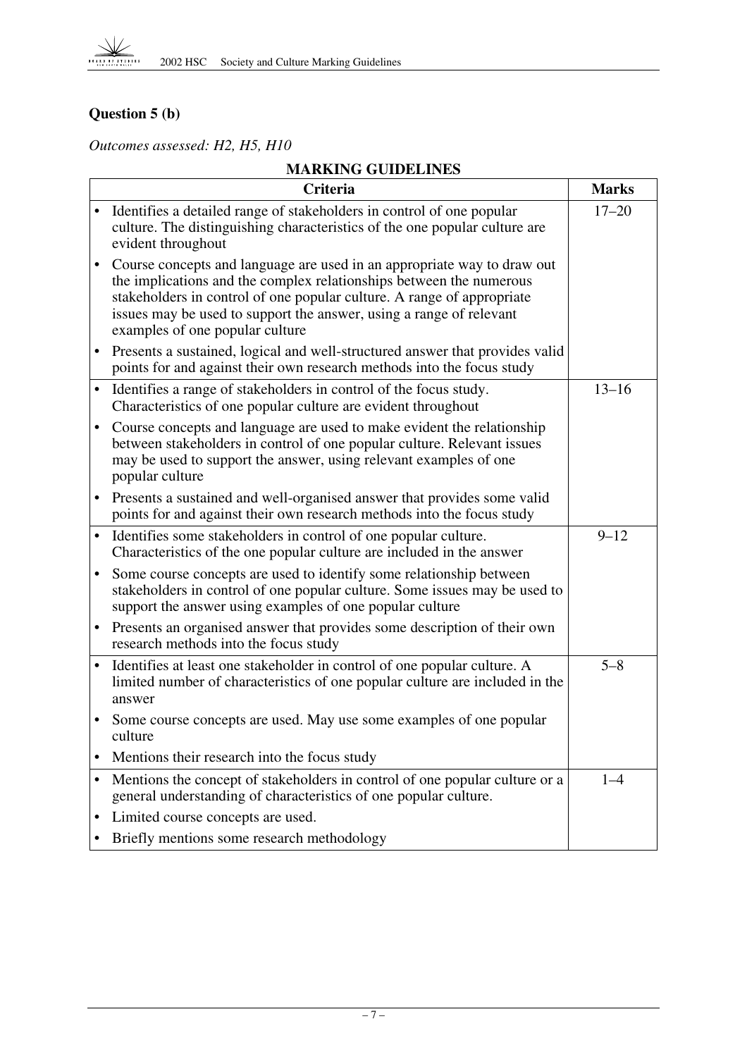### Question 5 (b)

*Outcomes assessed: H2, H5, H10*

**MARKING GUIDELINES**

| Criteria | Marks |
| --- | --- |
| • Identifies a detailed range of stakeholders in control of one popular culture. The distinguishing characteristics of the one popular culture are evident throughout<br>• Course concepts and language are used in an appropriate way to draw out the implications and the complex relationships between the numerous stakeholders in control of one popular culture. A range of appropriate issues may be used to support the answer, using a range of relevant examples of one popular culture<br>• Presents a sustained, logical and well-structured answer that provides valid points for and against their own research methods into the focus study | 17–20 |
| • Identifies a range of stakeholders in control of the focus study. Characteristics of one popular culture are evident throughout<br>• Course concepts and language are used to make evident the relationship between stakeholders in control of one popular culture. Relevant issues may be used to support the answer, using relevant examples of one popular culture<br>• Presents a sustained and well-organised answer that provides some valid points for and against their own research methods into the focus study | 13–16 |
| • Identifies some stakeholders in control of one popular culture. Characteristics of the one popular culture are included in the answer<br>• Some course concepts are used to identify some relationship between stakeholders in control of one popular culture. Some issues may be used to support the answer using examples of one popular culture<br>• Presents an organised answer that provides some description of their own research methods into the focus study | 9–12 |
| • Identifies at least one stakeholder in control of one popular culture. A limited number of characteristics of one popular culture are included in the answer<br>• Some course concepts are used. May use some examples of one popular culture<br>• Mentions their research into the focus study | 5–8 |
| • Mentions the concept of stakeholders in control of one popular culture or a general understanding of characteristics of one popular culture.<br>• Limited course concepts are used.<br>• Briefly mentions some research methodology | 1–4 |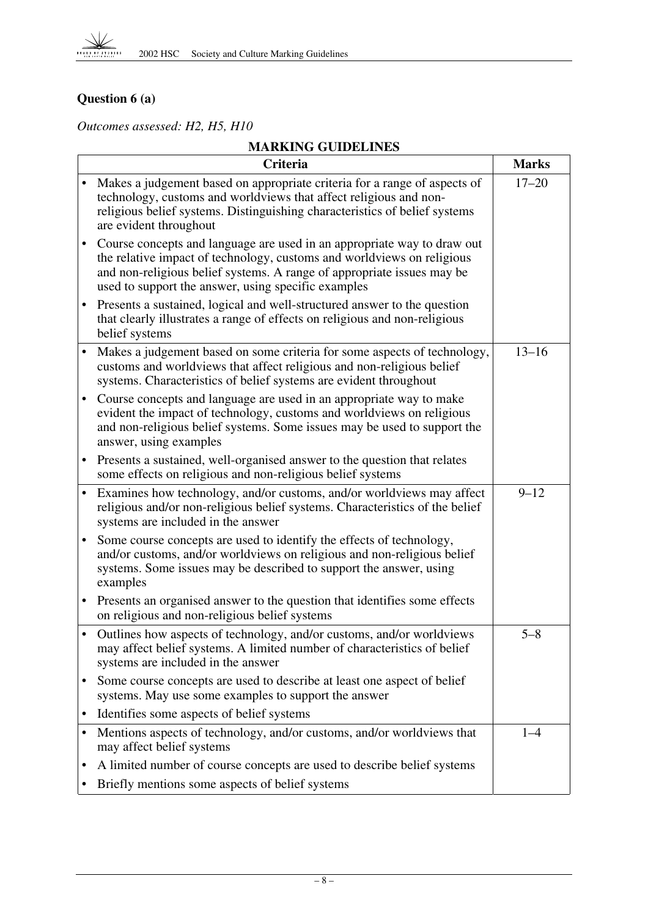## Question 6 (a)

*Outcomes assessed: H2, H5, H10*

**MARKING GUIDELINES**

| Criteria | Marks |
|---|---|
| • Makes a judgement based on appropriate criteria for a range of aspects of technology, customs and worldviews that affect religious and non-religious belief systems. Distinguishing characteristics of belief systems are evident throughout<br>• Course concepts and language are used in an appropriate way to draw out the relative impact of technology, customs and worldviews on religious and non-religious belief systems. A range of appropriate issues may be used to support the answer, using specific examples<br>• Presents a sustained, logical and well-structured answer to the question that clearly illustrates a range of effects on religious and non-religious belief systems | 17–20 |
| • Makes a judgement based on some criteria for some aspects of technology, customs and worldviews that affect religious and non-religious belief systems. Characteristics of belief systems are evident throughout<br>• Course concepts and language are used in an appropriate way to make evident the impact of technology, customs and worldviews on religious and non-religious belief systems. Some issues may be used to support the answer, using examples<br>• Presents a sustained, well-organised answer to the question that relates some effects on religious and non-religious belief systems | 13–16 |
| • Examines how technology, and/or customs, and/or worldviews may affect religious and/or non-religious belief systems. Characteristics of the belief systems are included in the answer<br>• Some course concepts are used to identify the effects of technology, and/or customs, and/or worldviews on religious and non-religious belief systems. Some issues may be described to support the answer, using examples<br>• Presents an organised answer to the question that identifies some effects on religious and non-religious belief systems | 9–12 |
| • Outlines how aspects of technology, and/or customs, and/or worldviews may affect belief systems. A limited number of characteristics of belief systems are included in the answer<br>• Some course concepts are used to describe at least one aspect of belief systems. May use some examples to support the answer<br>• Identifies some aspects of belief systems | 5–8 |
| • Mentions aspects of technology, and/or customs, and/or worldviews that may affect belief systems<br>• A limited number of course concepts are used to describe belief systems<br>• Briefly mentions some aspects of belief systems | 1–4 |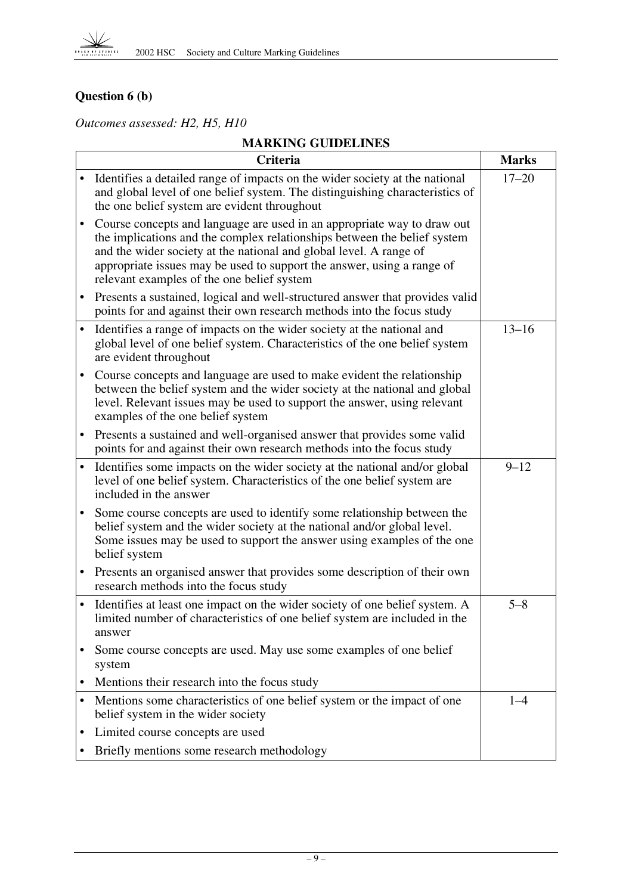## Question 6 (b)

*Outcomes assessed: H2, H5, H10*

**MARKING GUIDELINES**

| Criteria | Marks |
|---|---|
| • Identifies a detailed range of impacts on the wider society at the national and global level of one belief system. The distinguishing characteristics of the one belief system are evident throughout<br>• Course concepts and language are used in an appropriate way to draw out the implications and the complex relationships between the belief system and the wider society at the national and global level. A range of appropriate issues may be used to support the answer, using a range of relevant examples of the one belief system<br>• Presents a sustained, logical and well-structured answer that provides valid points for and against their own research methods into the focus study | 17–20 |
| • Identifies a range of impacts on the wider society at the national and global level of one belief system. Characteristics of the one belief system are evident throughout<br>• Course concepts and language are used to make evident the relationship between the belief system and the wider society at the national and global level. Relevant issues may be used to support the answer, using relevant examples of the one belief system<br>• Presents a sustained and well-organised answer that provides some valid points for and against their own research methods into the focus study | 13–16 |
| • Identifies some impacts on the wider society at the national and/or global level of one belief system. Characteristics of the one belief system are included in the answer<br>• Some course concepts are used to identify some relationship between the belief system and the wider society at the national and/or global level. Some issues may be used to support the answer using examples of the one belief system<br>• Presents an organised answer that provides some description of their own research methods into the focus study | 9–12 |
| • Identifies at least one impact on the wider society of one belief system. A limited number of characteristics of one belief system are included in the answer<br>• Some course concepts are used. May use some examples of one belief system<br>• Mentions their research into the focus study | 5–8 |
| • Mentions some characteristics of one belief system or the impact of one belief system in the wider society<br>• Limited course concepts are used<br>• Briefly mentions some research methodology | 1–4 |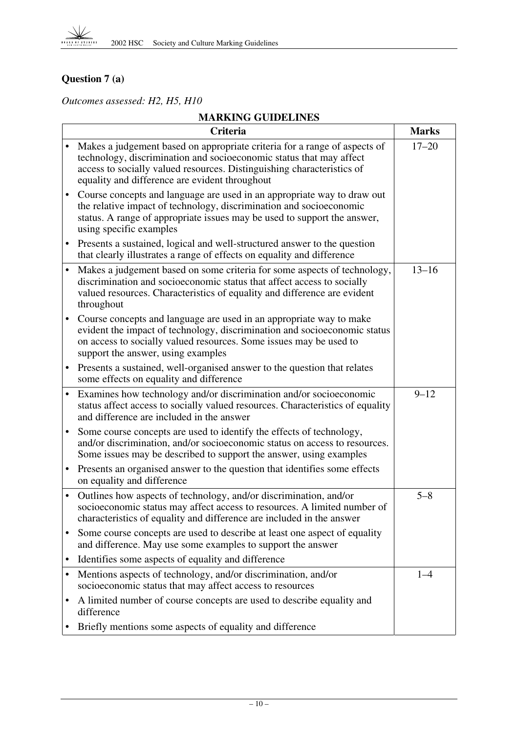## Question 7 (a)

*Outcomes assessed: H2, H5, H10*

**MARKING GUIDELINES**

| Criteria | Marks |
|---|---|
| • Makes a judgement based on appropriate criteria for a range of aspects of technology, discrimination and socioeconomic status that may affect access to socially valued resources. Distinguishing characteristics of equality and difference are evident throughout<br>• Course concepts and language are used in an appropriate way to draw out the relative impact of technology, discrimination and socioeconomic status. A range of appropriate issues may be used to support the answer, using specific examples<br>• Presents a sustained, logical and well-structured answer to the question that clearly illustrates a range of effects on equality and difference | 17–20 |
| • Makes a judgement based on some criteria for some aspects of technology, discrimination and socioeconomic status that affect access to socially valued resources. Characteristics of equality and difference are evident throughout<br>• Course concepts and language are used in an appropriate way to make evident the impact of technology, discrimination and socioeconomic status on access to socially valued resources. Some issues may be used to support the answer, using examples<br>• Presents a sustained, well-organised answer to the question that relates some effects on equality and difference | 13–16 |
| • Examines how technology and/or discrimination and/or socioeconomic status affect access to socially valued resources. Characteristics of equality and difference are included in the answer<br>• Some course concepts are used to identify the effects of technology, and/or discrimination, and/or socioeconomic status on access to resources. Some issues may be described to support the answer, using examples<br>• Presents an organised answer to the question that identifies some effects on equality and difference | 9–12 |
| • Outlines how aspects of technology, and/or discrimination, and/or socioeconomic status may affect access to resources. A limited number of characteristics of equality and difference are included in the answer<br>• Some course concepts are used to describe at least one aspect of equality and difference. May use some examples to support the answer<br>• Identifies some aspects of equality and difference | 5–8 |
| • Mentions aspects of technology, and/or discrimination, and/or socioeconomic status that may affect access to resources<br>• A limited number of course concepts are used to describe equality and difference<br>• Briefly mentions some aspects of equality and difference | 1–4 |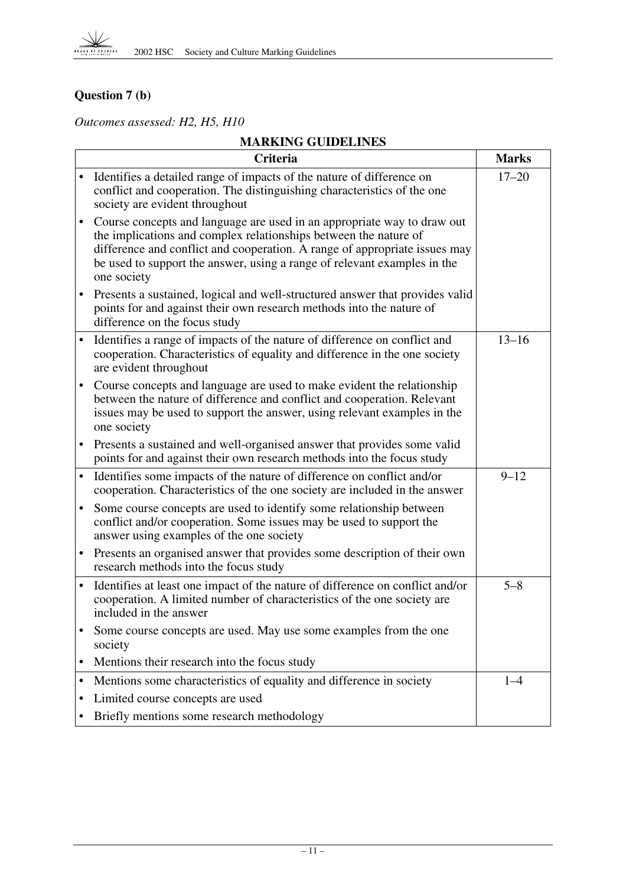## Question 7 (b)

*Outcomes assessed: H2, H5, H10*

**MARKING GUIDELINES**

| Criteria | Marks |
|---|---|
| • Identifies a detailed range of impacts of the nature of difference on conflict and cooperation. The distinguishing characteristics of the one society are evident throughout<br>• Course concepts and language are used in an appropriate way to draw out the implications and complex relationships between the nature of difference and conflict and cooperation. A range of appropriate issues may be used to support the answer, using a range of relevant examples in the one society<br>• Presents a sustained, logical and well-structured answer that provides valid points for and against their own research methods into the nature of difference on the focus study | 17–20 |
| • Identifies a range of impacts of the nature of difference on conflict and cooperation. Characteristics of equality and difference in the one society are evident throughout<br>• Course concepts and language are used to make evident the relationship between the nature of difference and conflict and cooperation. Relevant issues may be used to support the answer, using relevant examples in the one society<br>• Presents a sustained and well-organised answer that provides some valid points for and against their own research methods into the focus study | 13–16 |
| • Identifies some impacts of the nature of difference on conflict and/or cooperation. Characteristics of the one society are included in the answer<br>• Some course concepts are used to identify some relationship between conflict and/or cooperation. Some issues may be used to support the answer using examples of the one society<br>• Presents an organised answer that provides some description of their own research methods into the focus study | 9–12 |
| • Identifies at least one impact of the nature of difference on conflict and/or cooperation. A limited number of characteristics of the one society are included in the answer<br>• Some course concepts are used. May use some examples from the one society<br>• Mentions their research into the focus study | 5–8 |
| • Mentions some characteristics of equality and difference in society<br>• Limited course concepts are used<br>• Briefly mentions some research methodology | 1–4 |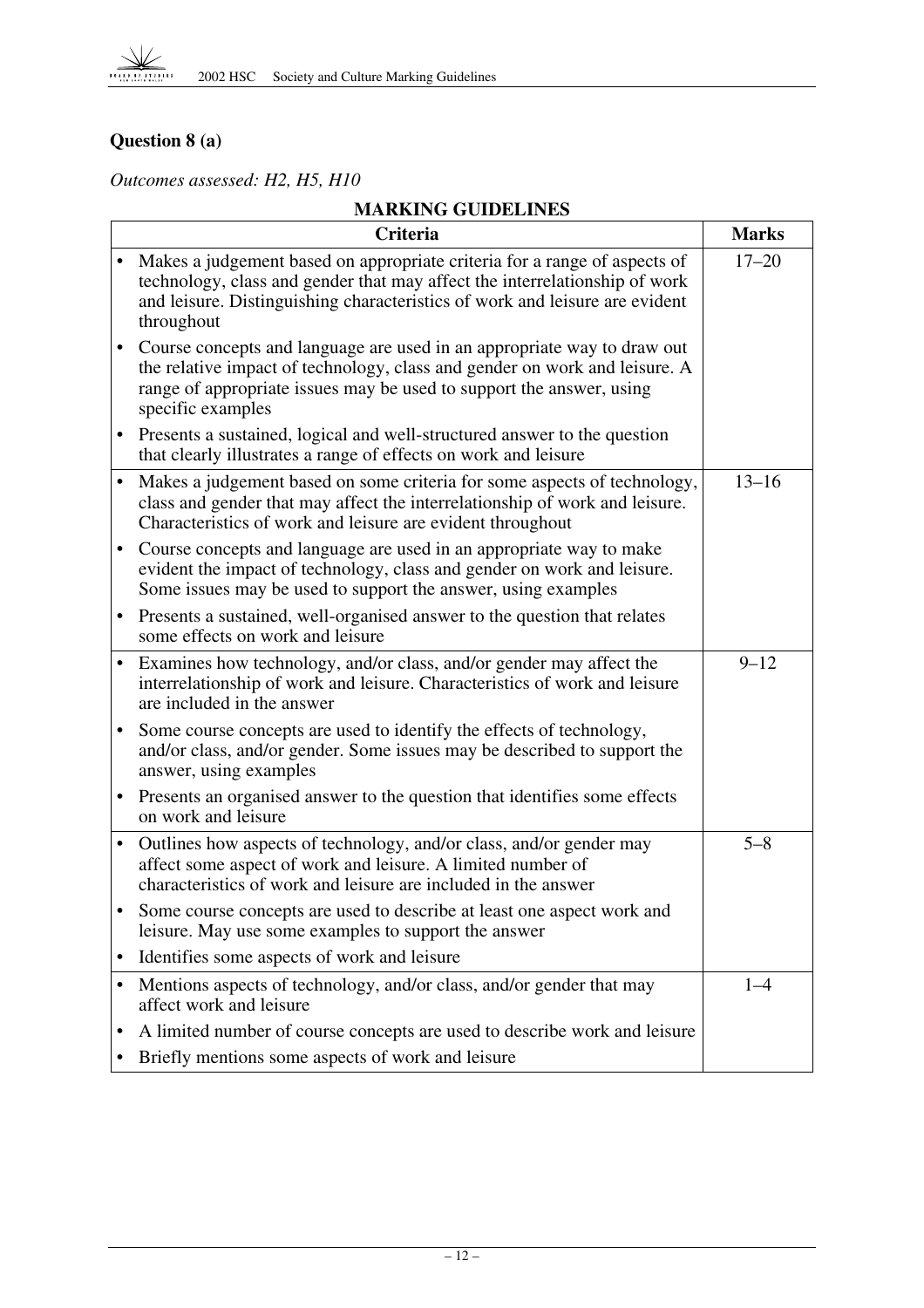## Question 8 (a)

*Outcomes assessed: H2, H5, H10*

**MARKING GUIDELINES**

| Criteria | Marks |
|---|---|
| • Makes a judgement based on appropriate criteria for a range of aspects of technology, class and gender that may affect the interrelationship of work and leisure. Distinguishing characteristics of work and leisure are evident throughout<br>• Course concepts and language are used in an appropriate way to draw out the relative impact of technology, class and gender on work and leisure. A range of appropriate issues may be used to support the answer, using specific examples<br>• Presents a sustained, logical and well-structured answer to the question that clearly illustrates a range of effects on work and leisure | 17–20 |
| • Makes a judgement based on some criteria for some aspects of technology, class and gender that may affect the interrelationship of work and leisure. Characteristics of work and leisure are evident throughout<br>• Course concepts and language are used in an appropriate way to make evident the impact of technology, class and gender on work and leisure. Some issues may be used to support the answer, using examples<br>• Presents a sustained, well-organised answer to the question that relates some effects on work and leisure | 13–16 |
| • Examines how technology, and/or class, and/or gender may affect the interrelationship of work and leisure. Characteristics of work and leisure are included in the answer<br>• Some course concepts are used to identify the effects of technology, and/or class, and/or gender. Some issues may be described to support the answer, using examples<br>• Presents an organised answer to the question that identifies some effects on work and leisure | 9–12 |
| • Outlines how aspects of technology, and/or class, and/or gender may affect some aspect of work and leisure. A limited number of characteristics of work and leisure are included in the answer<br>• Some course concepts are used to describe at least one aspect work and leisure. May use some examples to support the answer<br>• Identifies some aspects of work and leisure | 5–8 |
| • Mentions aspects of technology, and/or class, and/or gender that may affect work and leisure<br>• A limited number of course concepts are used to describe work and leisure<br>• Briefly mentions some aspects of work and leisure | 1–4 |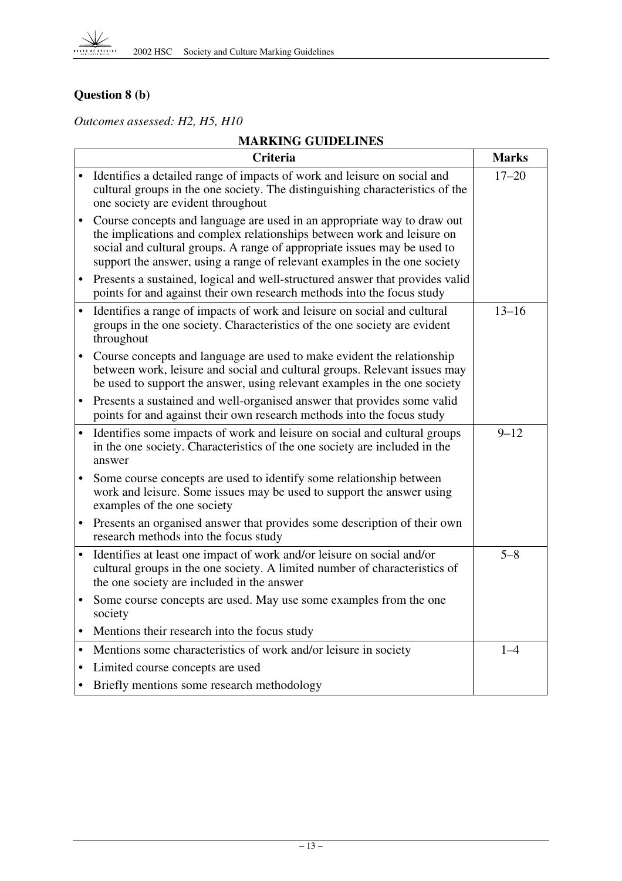### Question 8 (b)

*Outcomes assessed: H2, H5, H10*

**MARKING GUIDELINES**

| Criteria | Marks |
|---|---|
| • Identifies a detailed range of impacts of work and leisure on social and cultural groups in the one society. The distinguishing characteristics of the one society are evident throughout<br>• Course concepts and language are used in an appropriate way to draw out the implications and complex relationships between work and leisure on social and cultural groups. A range of appropriate issues may be used to support the answer, using a range of relevant examples in the one society<br>• Presents a sustained, logical and well-structured answer that provides valid points for and against their own research methods into the focus study | 17–20 |
| • Identifies a range of impacts of work and leisure on social and cultural groups in the one society. Characteristics of the one society are evident throughout<br>• Course concepts and language are used to make evident the relationship between work, leisure and social and cultural groups. Relevant issues may be used to support the answer, using relevant examples in the one society<br>• Presents a sustained and well-organised answer that provides some valid points for and against their own research methods into the focus study | 13–16 |
| • Identifies some impacts of work and leisure on social and cultural groups in the one society. Characteristics of the one society are included in the answer<br>• Some course concepts are used to identify some relationship between work and leisure. Some issues may be used to support the answer using examples of the one society<br>• Presents an organised answer that provides some description of their own research methods into the focus study | 9–12 |
| • Identifies at least one impact of work and/or leisure on social and/or cultural groups in the one society. A limited number of characteristics of the one society are included in the answer<br>• Some course concepts are used. May use some examples from the one society<br>• Mentions their research into the focus study | 5–8 |
| • Mentions some characteristics of work and/or leisure in society<br>• Limited course concepts are used<br>• Briefly mentions some research methodology | 1–4 |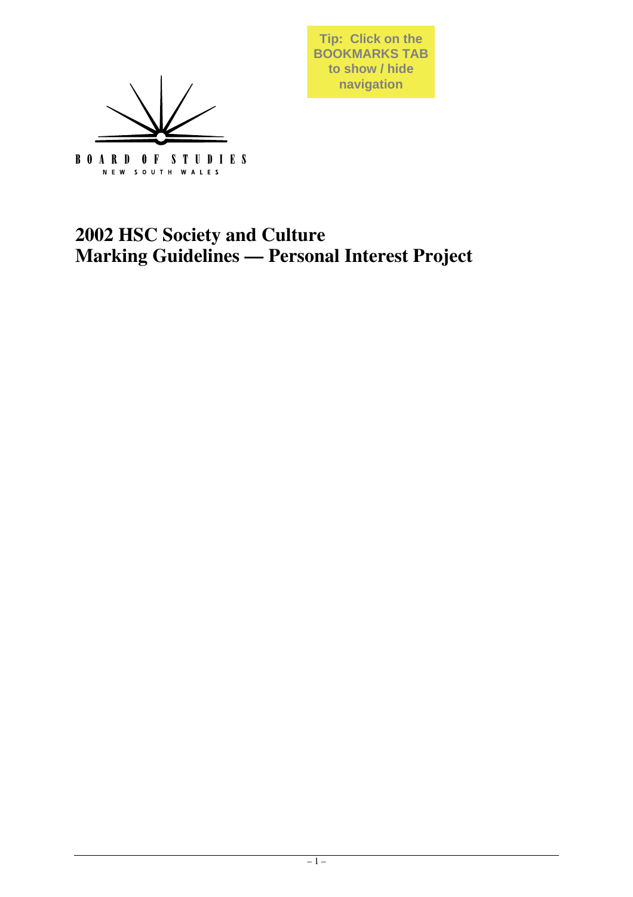Tip: Click on the BOOKMARKS TAB to show / hide navigation

BOARD OF STUDIES

NEW SOUTH WALES

# 2002 HSC Society and Culture
# Marking Guidelines — Personal Interest Project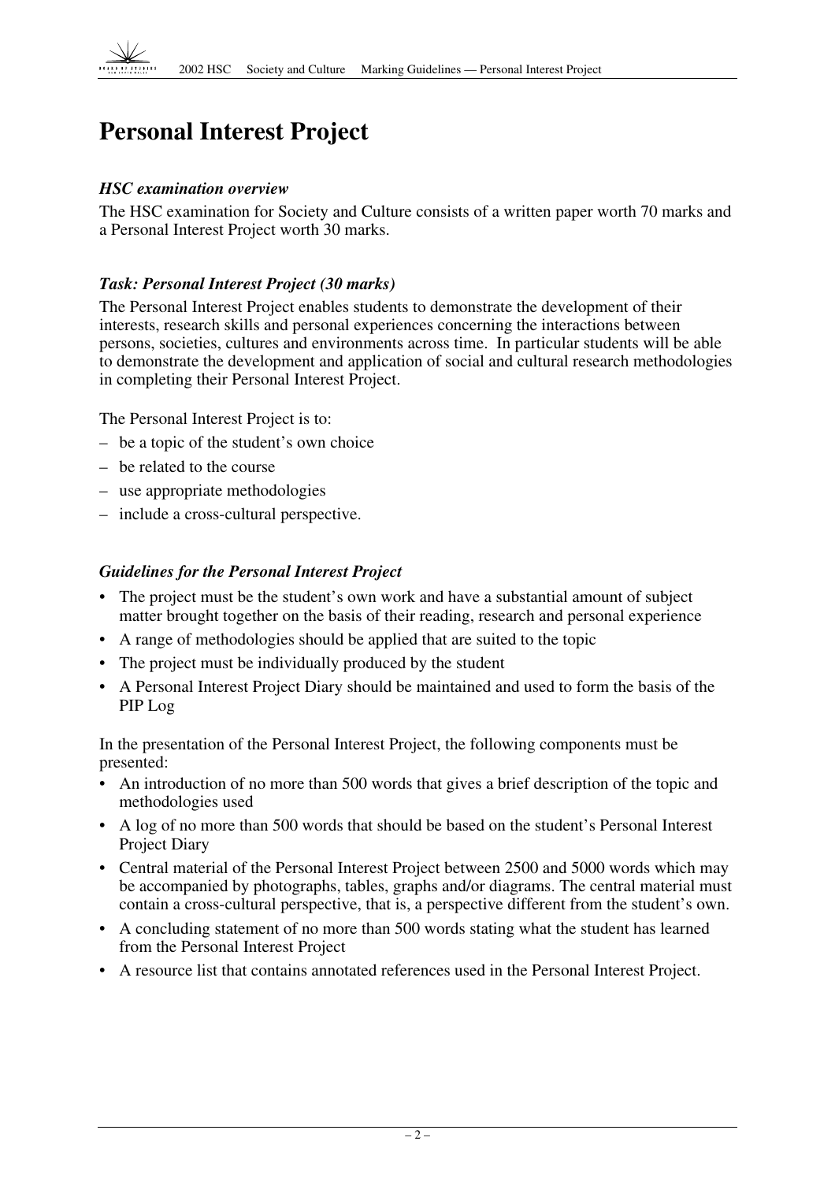# Personal Interest Project

### *HSC examination overview*

The HSC examination for Society and Culture consists of a written paper worth 70 marks and a Personal Interest Project worth 30 marks.

### *Task: Personal Interest Project (30 marks)*

The Personal Interest Project enables students to demonstrate the development of their interests, research skills and personal experiences concerning the interactions between persons, societies, cultures and environments across time. In particular students will be able to demonstrate the development and application of social and cultural research methodologies in completing their Personal Interest Project.

The Personal Interest Project is to:

- be a topic of the student's own choice
- be related to the course
- use appropriate methodologies
- include a cross-cultural perspective.

### *Guidelines for the Personal Interest Project*

- The project must be the student's own work and have a substantial amount of subject matter brought together on the basis of their reading, research and personal experience
- A range of methodologies should be applied that are suited to the topic
- The project must be individually produced by the student
- A Personal Interest Project Diary should be maintained and used to form the basis of the PIP Log

In the presentation of the Personal Interest Project, the following components must be presented:

- An introduction of no more than 500 words that gives a brief description of the topic and methodologies used
- A log of no more than 500 words that should be based on the student's Personal Interest Project Diary
- Central material of the Personal Interest Project between 2500 and 5000 words which may be accompanied by photographs, tables, graphs and/or diagrams. The central material must contain a cross-cultural perspective, that is, a perspective different from the student's own.
- A concluding statement of no more than 500 words stating what the student has learned from the Personal Interest Project
- A resource list that contains annotated references used in the Personal Interest Project.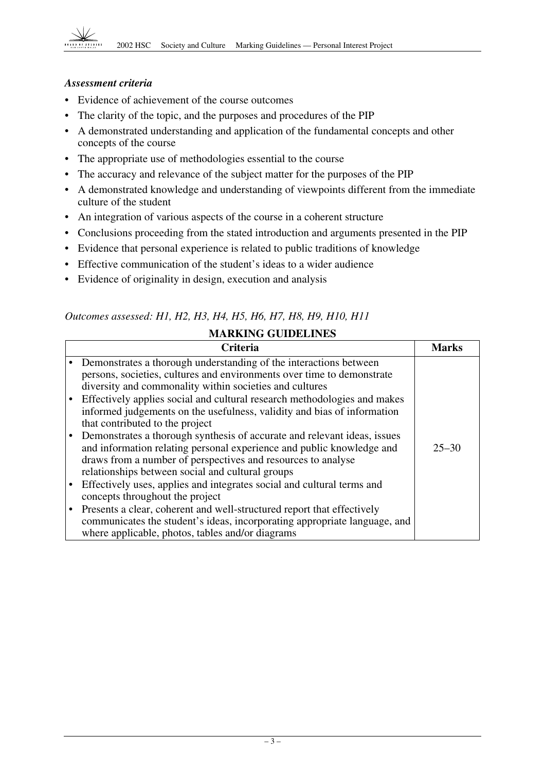*Assessment criteria*

- Evidence of achievement of the course outcomes
- The clarity of the topic, and the purposes and procedures of the PIP
- A demonstrated understanding and application of the fundamental concepts and other concepts of the course
- The appropriate use of methodologies essential to the course
- The accuracy and relevance of the subject matter for the purposes of the PIP
- A demonstrated knowledge and understanding of viewpoints different from the immediate culture of the student
- An integration of various aspects of the course in a coherent structure
- Conclusions proceeding from the stated introduction and arguments presented in the PIP
- Evidence that personal experience is related to public traditions of knowledge
- Effective communication of the student's ideas to a wider audience
- Evidence of originality in design, execution and analysis

*Outcomes assessed: H1, H2, H3, H4, H5, H6, H7, H8, H9, H10, H11*

**MARKING GUIDELINES**

| Criteria | Marks |
|---|---|
| • Demonstrates a thorough understanding of the interactions between persons, societies, cultures and environments over time to demonstrate diversity and commonality within societies and cultures<br>• Effectively applies social and cultural research methodologies and makes informed judgements on the usefulness, validity and bias of information that contributed to the project<br>• Demonstrates a thorough synthesis of accurate and relevant ideas, issues and information relating personal experience and public knowledge and draws from a number of perspectives and resources to analyse relationships between social and cultural groups<br>• Effectively uses, applies and integrates social and cultural terms and concepts throughout the project<br>• Presents a clear, coherent and well-structured report that effectively communicates the student's ideas, incorporating appropriate language, and where applicable, photos, tables and/or diagrams | 25–30 |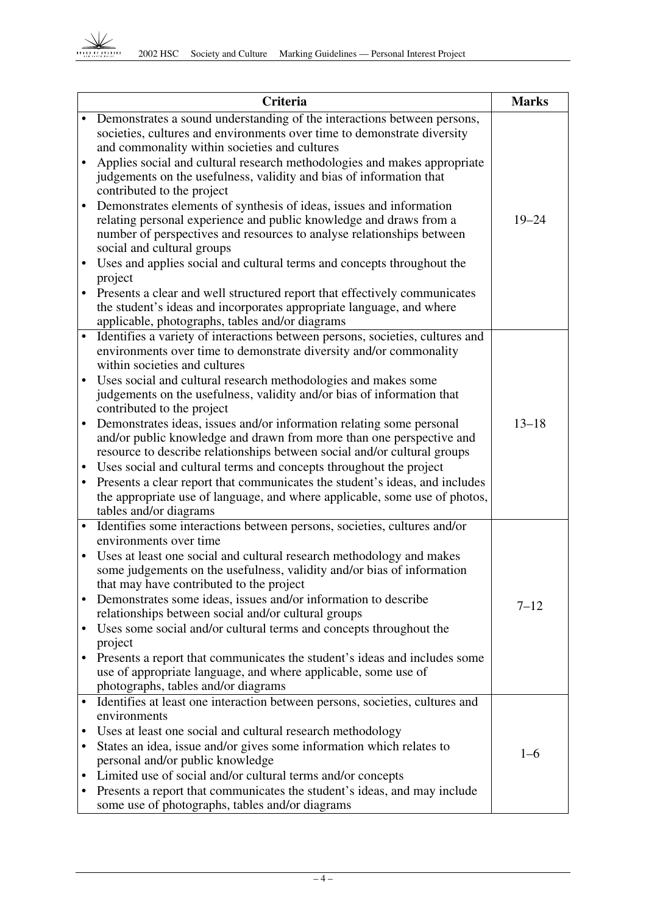| Criteria | Marks |
|---|---|
| • Demonstrates a sound understanding of the interactions between persons, societies, cultures and environments over time to demonstrate diversity and commonality within societies and cultures<br>• Applies social and cultural research methodologies and makes appropriate judgements on the usefulness, validity and bias of information that contributed to the project<br>• Demonstrates elements of synthesis of ideas, issues and information relating personal experience and public knowledge and draws from a number of perspectives and resources to analyse relationships between social and cultural groups<br>• Uses and applies social and cultural terms and concepts throughout the project<br>• Presents a clear and well structured report that effectively communicates the student's ideas and incorporates appropriate language, and where applicable, photographs, tables and/or diagrams | 19–24 |
| • Identifies a variety of interactions between persons, societies, cultures and environments over time to demonstrate diversity and/or commonality within societies and cultures<br>• Uses social and cultural research methodologies and makes some judgements on the usefulness, validity and/or bias of information that contributed to the project<br>• Demonstrates ideas, issues and/or information relating some personal and/or public knowledge and drawn from more than one perspective and resource to describe relationships between social and/or cultural groups<br>• Uses social and cultural terms and concepts throughout the project<br>• Presents a clear report that communicates the student's ideas, and includes the appropriate use of language, and where applicable, some use of photos, tables and/or diagrams | 13–18 |
| • Identifies some interactions between persons, societies, cultures and/or environments over time<br>• Uses at least one social and cultural research methodology and makes some judgements on the usefulness, validity and/or bias of information that may have contributed to the project<br>• Demonstrates some ideas, issues and/or information to describe relationships between social and/or cultural groups<br>• Uses some social and/or cultural terms and concepts throughout the project<br>• Presents a report that communicates the student's ideas and includes some use of appropriate language, and where applicable, some use of photographs, tables and/or diagrams | 7–12 |
| • Identifies at least one interaction between persons, societies, cultures and environments<br>• Uses at least one social and cultural research methodology<br>• States an idea, issue and/or gives some information which relates to personal and/or public knowledge<br>• Limited use of social and/or cultural terms and/or concepts<br>• Presents a report that communicates the student's ideas, and may include some use of photographs, tables and/or diagrams | 1–6 |